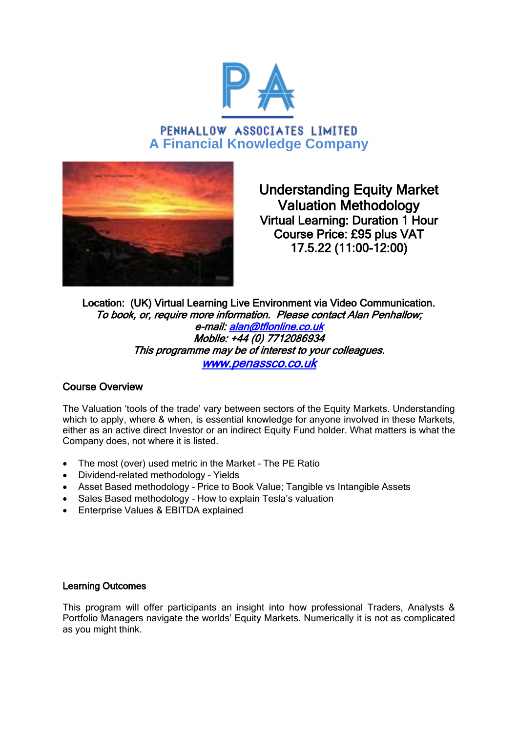PENHALLOW ASSOCIATES LIMITED

**A Financial Knowledge Company**

# Understanding Equity Market Valuation Methodology

Virtual Learning: Duration 1 Hour

Course Price: £95 plus VAT

17.5.22 (11:00-12:00)

Location: (UK) Virtual Learning Live Environment via Video Communication.

*To book, or, require more information. Please contact Alan Penhallow;*

*e-mail: alan@tflonline.co.uk*

*Mobile: +44 (0) 7712086934*

*This programme may be of interest to your colleagues.*

*www.penassco.co.uk*

## Course Overview

The Valuation 'tools of the trade' vary between sectors of the Equity Markets. Understanding which to apply, where & when, is essential knowledge for anyone involved in these Markets, either as an active direct Investor or an indirect Equity Fund holder. What matters is what the Company does, not where it is listed.

- The most (over) used metric in the Market – The PE Ratio
- Dividend-related methodology – Yields
- Asset Based methodology – Price to Book Value; Tangible vs Intangible Assets
- Sales Based methodology – How to explain Tesla's valuation
- Enterprise Values & EBITDA explained

## Learning Outcomes

This program will offer participants an insight into how professional Traders, Analysts & Portfolio Managers navigate the worlds' Equity Markets. Numerically it is not as complicated as you might think.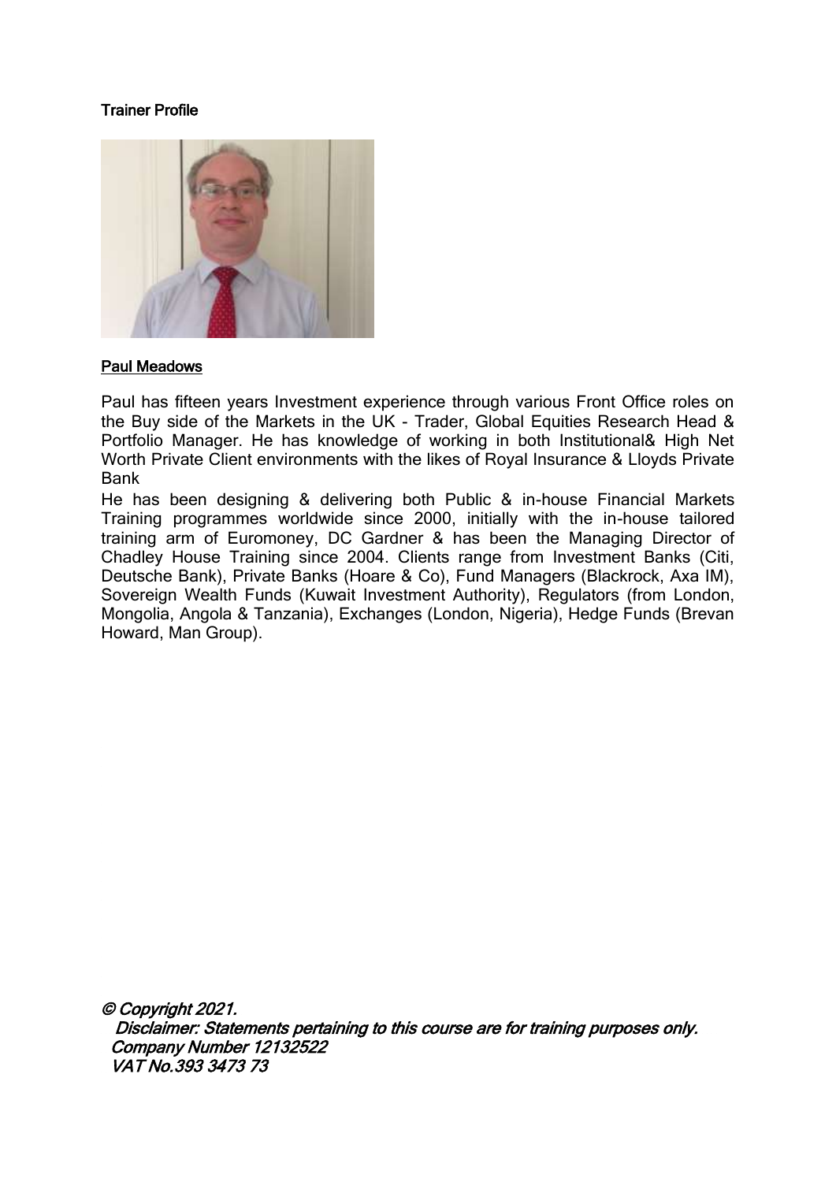**Trainer Profile**

**Paul Meadows**

Paul has fifteen years Investment experience through various Front Office roles on the Buy side of the Markets in the UK - Trader, Global Equities Research Head & Portfolio Manager. He has knowledge of working in both Institutional& High Net Worth Private Client environments with the likes of Royal Insurance & Lloyds Private Bank

He has been designing & delivering both Public & in-house Financial Markets Training programmes worldwide since 2000, initially with the in-house tailored training arm of Euromoney, DC Gardner & has been the Managing Director of Chadley House Training since 2004. Clients range from Investment Banks (Citi, Deutsche Bank), Private Banks (Hoare & Co), Fund Managers (Blackrock, Axa IM), Sovereign Wealth Funds (Kuwait Investment Authority), Regulators (from London, Mongolia, Angola & Tanzania), Exchanges (London, Nigeria), Hedge Funds (Brevan Howard, Man Group).

*© Copyright 2021.*
*Disclaimer: Statements pertaining to this course are for training purposes only.*
*Company Number 12132522*
*VAT No.393 3473 73*